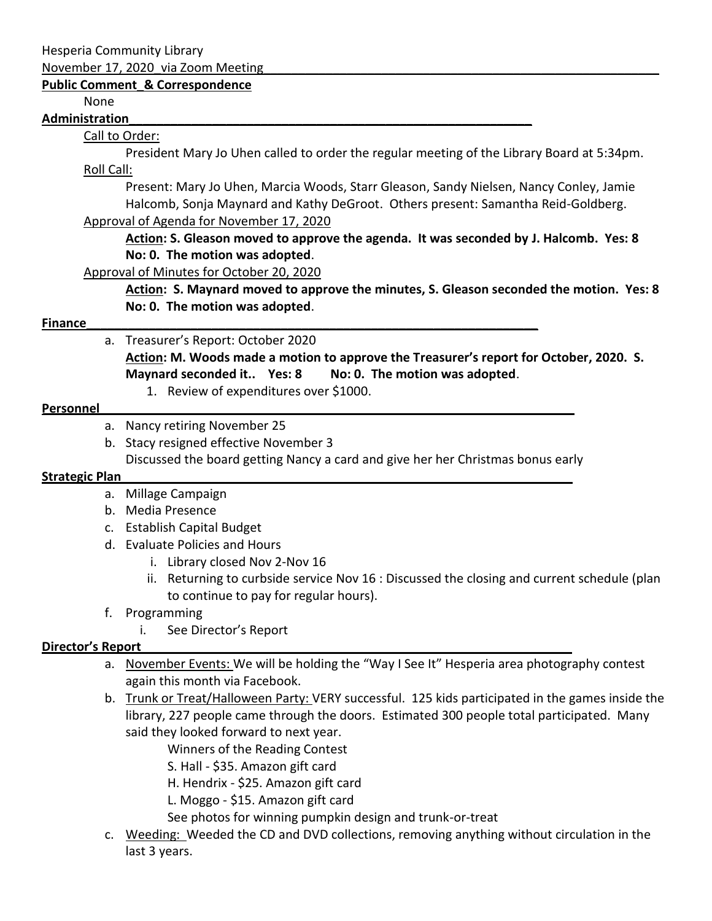Hesperia Community Library

November 17, 2020 via Zoom Meeting

**Public Comment & Correspondence**

None

**Administration**

Call to Order:

President Mary Jo Uhen called to order the regular meeting of the Library Board at 5:34pm.

Roll Call:

Present: Mary Jo Uhen, Marcia Woods, Starr Gleason, Sandy Nielsen, Nancy Conley, Jamie Halcomb, Sonja Maynard and Kathy DeGroot. Others present: Samantha Reid-Goldberg.

Approval of Agenda for November 17, 2020

**Action: S. Gleason moved to approve the agenda. It was seconded by J. Halcomb. Yes: 8 No: 0. The motion was adopted**.

Approval of Minutes for October 20, 2020

**Action: S. Maynard moved to approve the minutes, S. Gleason seconded the motion. Yes: 8 No: 0. The motion was adopted**.

**Finance**

a. Treasurer's Report: October 2020

**Action: M. Woods made a motion to approve the Treasurer's report for October, 2020. S. Maynard seconded it.. Yes: 8 No: 0. The motion was adopted**.

1. Review of expenditures over $1000.

**Personnel**

a. Nancy retiring November 25
b. Stacy resigned effective November 3

Discussed the board getting Nancy a card and give her her Christmas bonus early

**Strategic Plan**

a. Millage Campaign
b. Media Presence
c. Establish Capital Budget
d. Evaluate Policies and Hours
   i. Library closed Nov 2-Nov 16
   ii. Returning to curbside service Nov 16 : Discussed the closing and current schedule (plan to continue to pay for regular hours).
f. Programming
   i. See Director's Report

**Director's Report**

a. November Events: We will be holding the "Way I See It" Hesperia area photography contest again this month via Facebook.
b. Trunk or Treat/Halloween Party: VERY successful. 125 kids participated in the games inside the library, 227 people came through the doors. Estimated 300 people total participated. Many said they looked forward to next year.

   Winners of the Reading Contest

   S. Hall - $35. Amazon gift card

   H. Hendrix - $25. Amazon gift card

   L. Moggo - $15. Amazon gift card

   See photos for winning pumpkin design and trunk-or-treat
c. Weeding: Weeded the CD and DVD collections, removing anything without circulation in the last 3 years.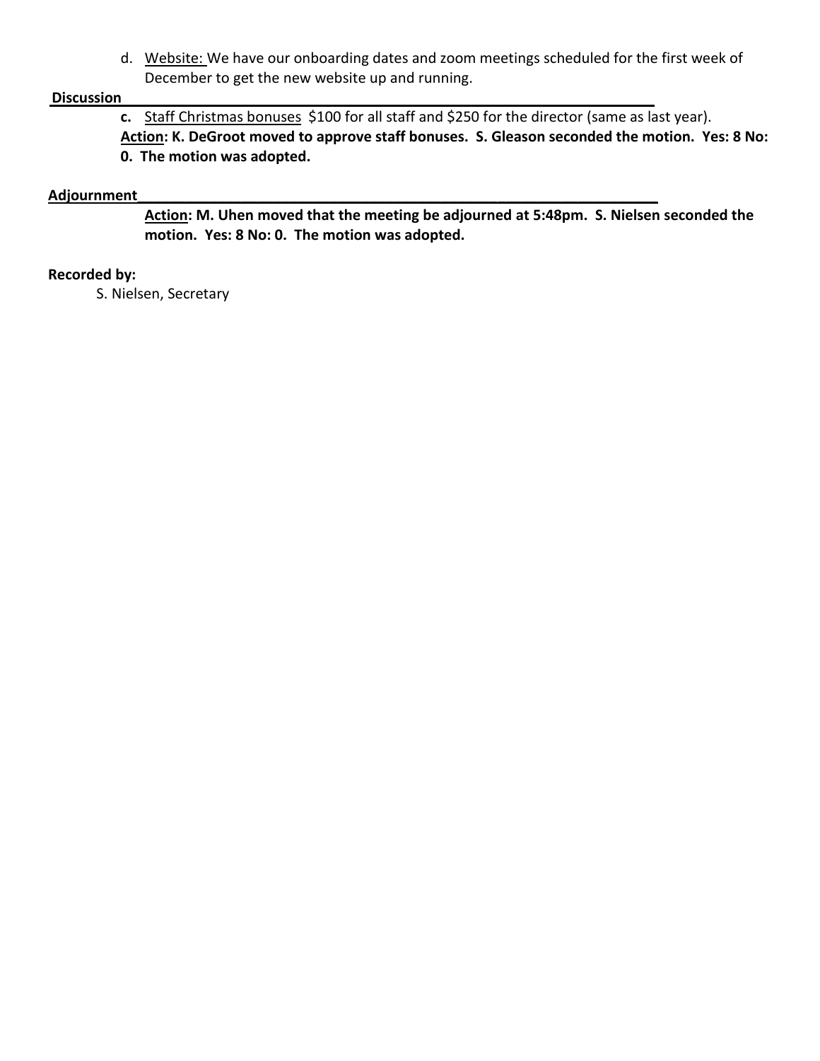d. <u>Website:</u> We have our onboarding dates and zoom meetings scheduled for the first week of December to get the new website up and running.

**Discussion**

**c.** <u>Staff Christmas bonuses</u> $100 for all staff and $250 for the director (same as last year).

**<u>Action</u>: K. DeGroot moved to approve staff bonuses. S. Gleason seconded the motion. Yes: 8 No: 0. The motion was adopted.**

**Adjournment**

**<u>Action</u>: M. Uhen moved that the meeting be adjourned at 5:48pm. S. Nielsen seconded the motion. Yes: 8 No: 0. The motion was adopted.**

**Recorded by:**

S. Nielsen, Secretary